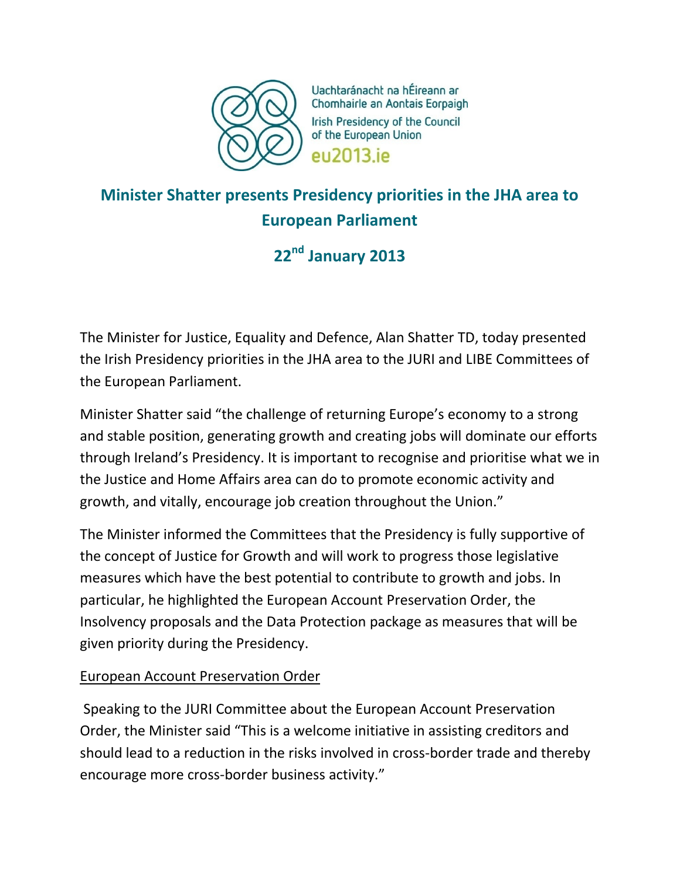Uachtaránacht na hÉireann ar Chomhairle an Aontais Eorpaigh
Irish Presidency of the Council of the European Union
eu2013.ie

# Minister Shatter presents Presidency priorities in the JHA area to European Parliament

## 22nd January 2013

The Minister for Justice, Equality and Defence, Alan Shatter TD, today presented the Irish Presidency priorities in the JHA area to the JURI and LIBE Committees of the European Parliament.

Minister Shatter said "the challenge of returning Europe's economy to a strong and stable position, generating growth and creating jobs will dominate our efforts through Ireland's Presidency. It is important to recognise and prioritise what we in the Justice and Home Affairs area can do to promote economic activity and growth, and vitally, encourage job creation throughout the Union."

The Minister informed the Committees that the Presidency is fully supportive of the concept of Justice for Growth and will work to progress those legislative measures which have the best potential to contribute to growth and jobs. In particular, he highlighted the European Account Preservation Order, the Insolvency proposals and the Data Protection package as measures that will be given priority during the Presidency.

European Account Preservation Order

Speaking to the JURI Committee about the European Account Preservation Order, the Minister said "This is a welcome initiative in assisting creditors and should lead to a reduction in the risks involved in cross-border trade and thereby encourage more cross-border business activity."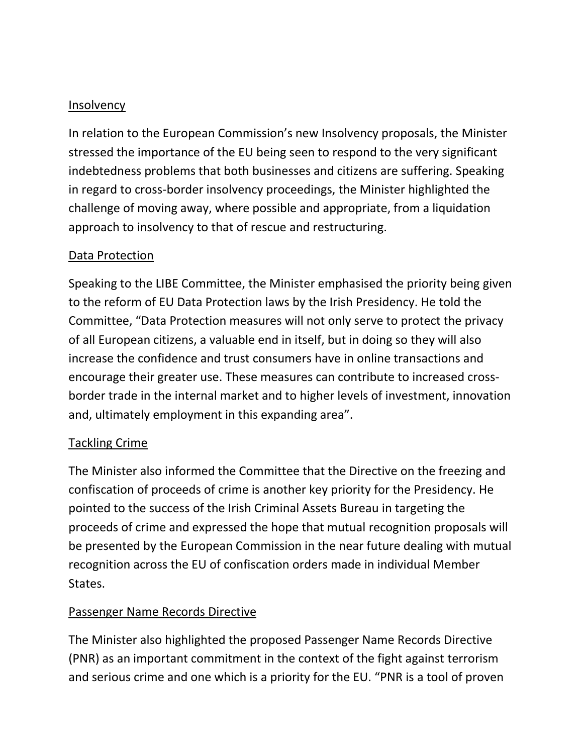## Insolvency

In relation to the European Commission's new Insolvency proposals, the Minister stressed the importance of the EU being seen to respond to the very significant indebtedness problems that both businesses and citizens are suffering. Speaking in regard to cross-border insolvency proceedings, the Minister highlighted the challenge of moving away, where possible and appropriate, from a liquidation approach to insolvency to that of rescue and restructuring.

## Data Protection

Speaking to the LIBE Committee, the Minister emphasised the priority being given to the reform of EU Data Protection laws by the Irish Presidency. He told the Committee, "Data Protection measures will not only serve to protect the privacy of all European citizens, a valuable end in itself, but in doing so they will also increase the confidence and trust consumers have in online transactions and encourage their greater use. These measures can contribute to increased cross-border trade in the internal market and to higher levels of investment, innovation and, ultimately employment in this expanding area".

## Tackling Crime

The Minister also informed the Committee that the Directive on the freezing and confiscation of proceeds of crime is another key priority for the Presidency. He pointed to the success of the Irish Criminal Assets Bureau in targeting the proceeds of crime and expressed the hope that mutual recognition proposals will be presented by the European Commission in the near future dealing with mutual recognition across the EU of confiscation orders made in individual Member States.

## Passenger Name Records Directive

The Minister also highlighted the proposed Passenger Name Records Directive (PNR) as an important commitment in the context of the fight against terrorism and serious crime and one which is a priority for the EU. "PNR is a tool of proven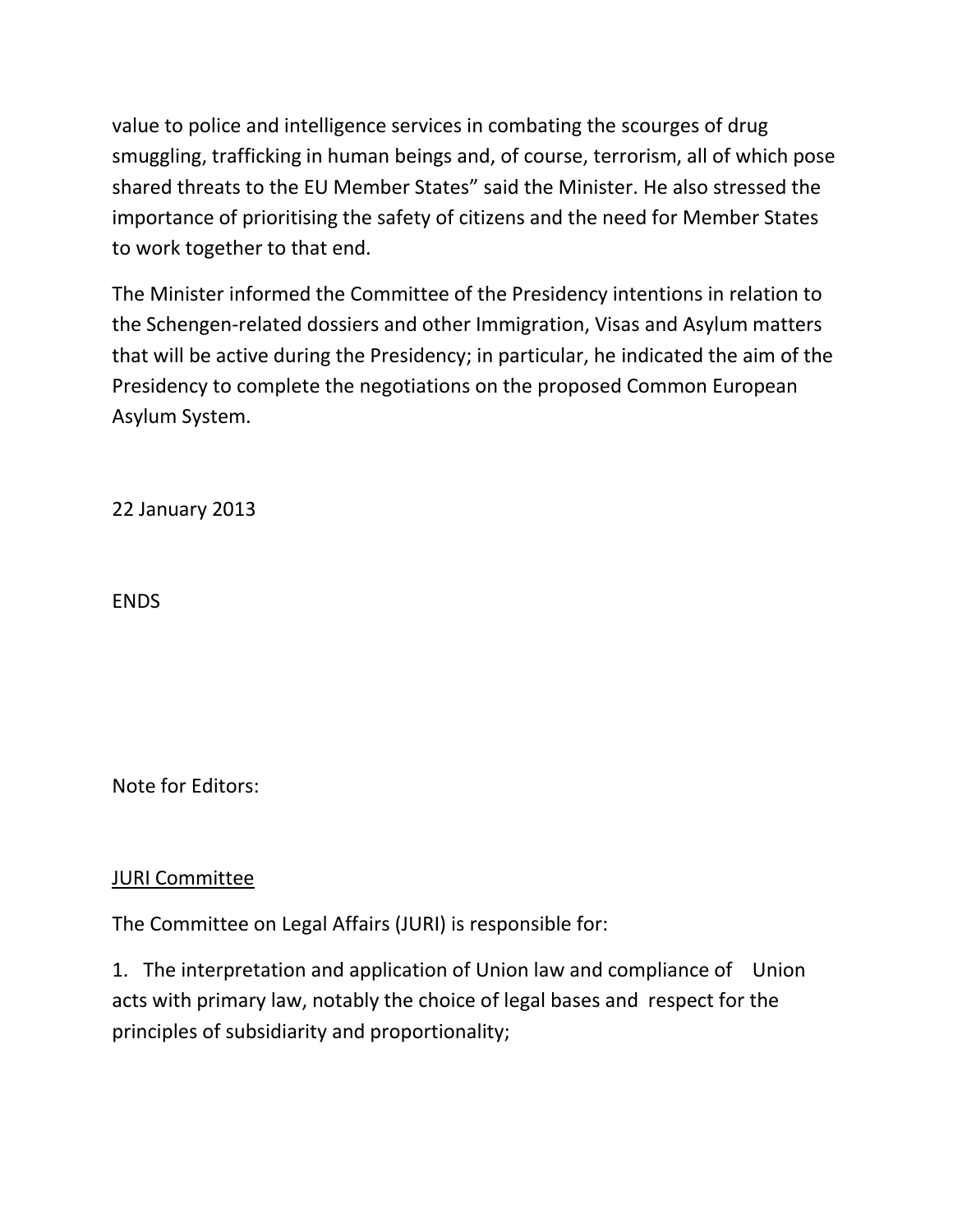value to police and intelligence services in combating the scourges of drug smuggling, trafficking in human beings and, of course, terrorism, all of which pose shared threats to the EU Member States" said the Minister. He also stressed the importance of prioritising the safety of citizens and the need for Member States to work together to that end.

The Minister informed the Committee of the Presidency intentions in relation to the Schengen-related dossiers and other Immigration, Visas and Asylum matters that will be active during the Presidency; in particular, he indicated the aim of the Presidency to complete the negotiations on the proposed Common European Asylum System.

22 January 2013

ENDS

Note for Editors:

<u>JURI Committee</u>

The Committee on Legal Affairs (JURI) is responsible for:

1. The interpretation and application of Union law and compliance of Union acts with primary law, notably the choice of legal bases and respect for the principles of subsidiarity and proportionality;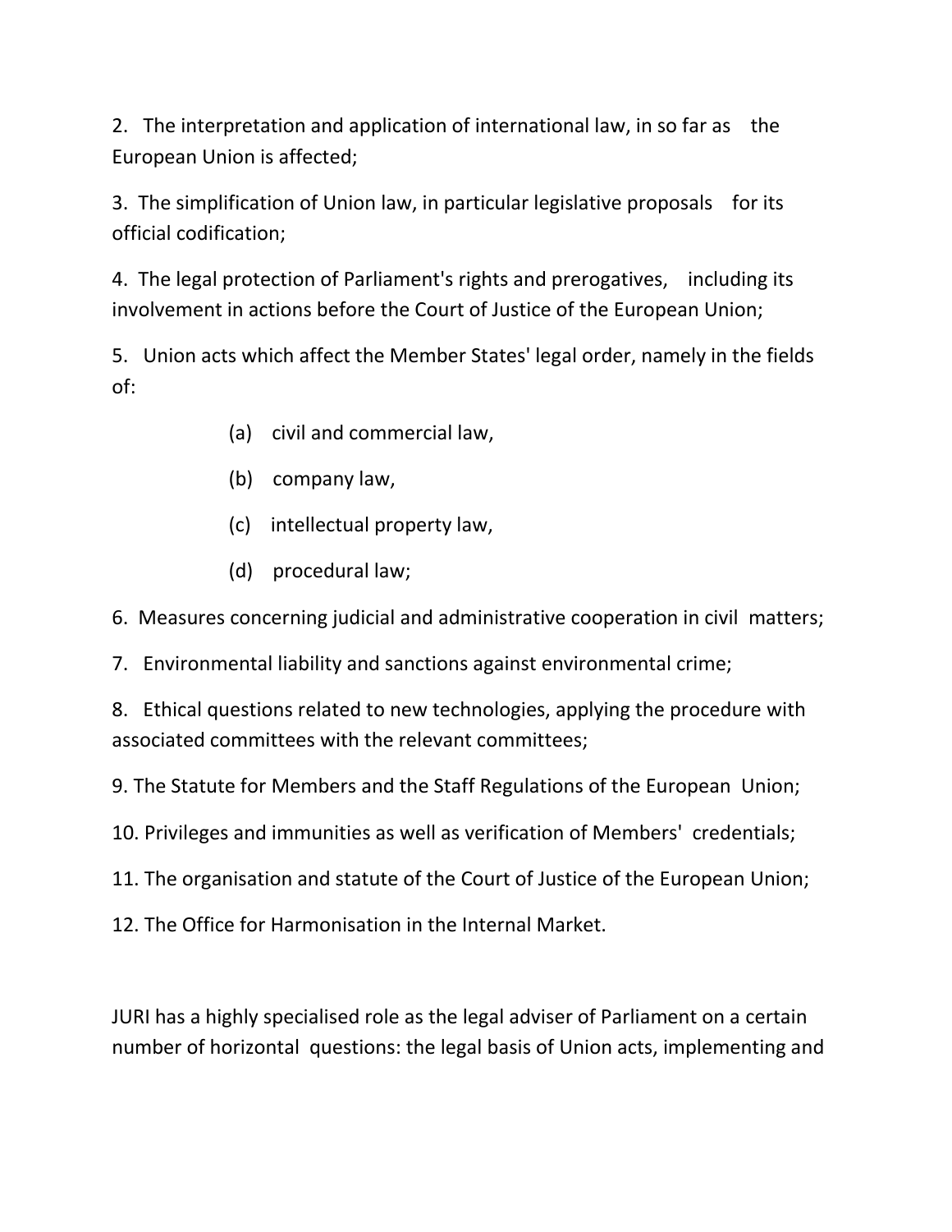2. The interpretation and application of international law, in so far as the European Union is affected;

3. The simplification of Union law, in particular legislative proposals for its official codification;

4. The legal protection of Parliament's rights and prerogatives, including its involvement in actions before the Court of Justice of the European Union;

5. Union acts which affect the Member States' legal order, namely in the fields of:

   (a) civil and commercial law,

   (b) company law,

   (c) intellectual property law,

   (d) procedural law;

6. Measures concerning judicial and administrative cooperation in civil matters;

7. Environmental liability and sanctions against environmental crime;

8. Ethical questions related to new technologies, applying the procedure with associated committees with the relevant committees;

9. The Statute for Members and the Staff Regulations of the European Union;

10. Privileges and immunities as well as verification of Members' credentials;

11. The organisation and statute of the Court of Justice of the European Union;

12. The Office for Harmonisation in the Internal Market.

JURI has a highly specialised role as the legal adviser of Parliament on a certain number of horizontal questions: the legal basis of Union acts, implementing and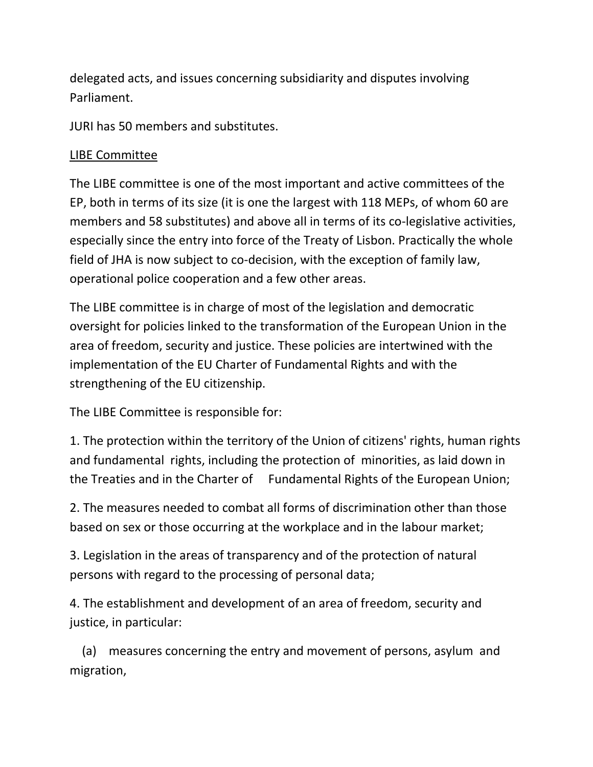delegated acts, and issues concerning subsidiarity and disputes involving Parliament.

JURI has 50 members and substitutes.

<u>LIBE Committee</u>

The LIBE committee is one of the most important and active committees of the EP, both in terms of its size (it is one the largest with 118 MEPs, of whom 60 are members and 58 substitutes) and above all in terms of its co-legislative activities, especially since the entry into force of the Treaty of Lisbon. Practically the whole field of JHA is now subject to co-decision, with the exception of family law, operational police cooperation and a few other areas.

The LIBE committee is in charge of most of the legislation and democratic oversight for policies linked to the transformation of the European Union in the area of freedom, security and justice. These policies are intertwined with the implementation of the EU Charter of Fundamental Rights and with the strengthening of the EU citizenship.

The LIBE Committee is responsible for:

1. The protection within the territory of the Union of citizens' rights, human rights and fundamental rights, including the protection of minorities, as laid down in the Treaties and in the Charter of Fundamental Rights of the European Union;

2. The measures needed to combat all forms of discrimination other than those based on sex or those occurring at the workplace and in the labour market;

3. Legislation in the areas of transparency and of the protection of natural persons with regard to the processing of personal data;

4. The establishment and development of an area of freedom, security and justice, in particular:

(a) measures concerning the entry and movement of persons, asylum and migration,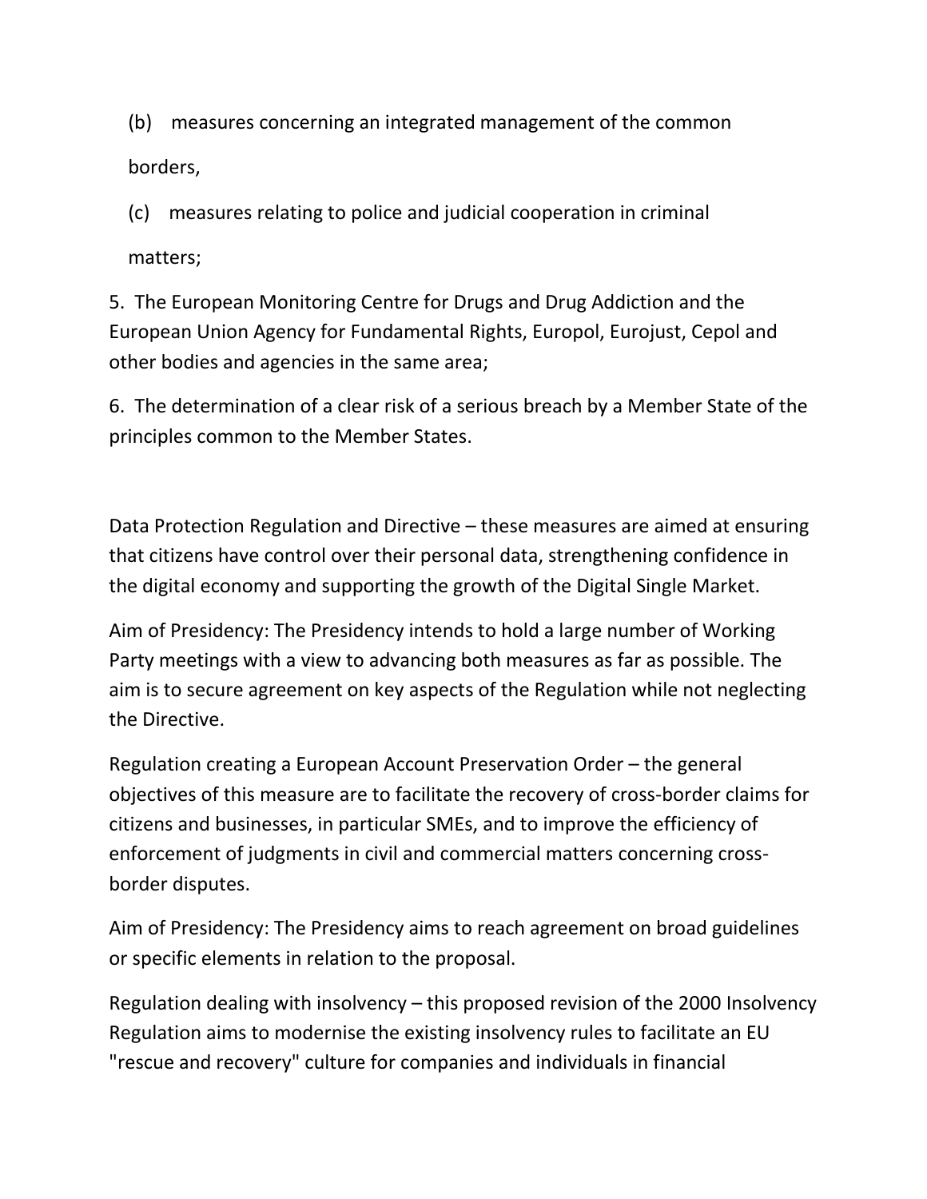(b) measures concerning an integrated management of the common borders,

(c) measures relating to police and judicial cooperation in criminal matters;

5. The European Monitoring Centre for Drugs and Drug Addiction and the European Union Agency for Fundamental Rights, Europol, Eurojust, Cepol and other bodies and agencies in the same area;

6. The determination of a clear risk of a serious breach by a Member State of the principles common to the Member States.

Data Protection Regulation and Directive – these measures are aimed at ensuring that citizens have control over their personal data, strengthening confidence in the digital economy and supporting the growth of the Digital Single Market.

Aim of Presidency: The Presidency intends to hold a large number of Working Party meetings with a view to advancing both measures as far as possible. The aim is to secure agreement on key aspects of the Regulation while not neglecting the Directive.

Regulation creating a European Account Preservation Order – the general objectives of this measure are to facilitate the recovery of cross-border claims for citizens and businesses, in particular SMEs, and to improve the efficiency of enforcement of judgments in civil and commercial matters concerning cross-border disputes.

Aim of Presidency: The Presidency aims to reach agreement on broad guidelines or specific elements in relation to the proposal.

Regulation dealing with insolvency – this proposed revision of the 2000 Insolvency Regulation aims to modernise the existing insolvency rules to facilitate an EU "rescue and recovery" culture for companies and individuals in financial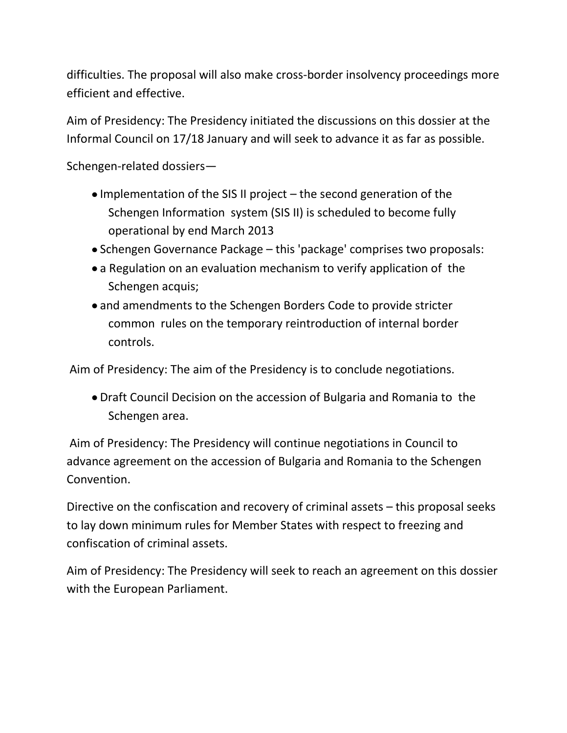difficulties. The proposal will also make cross-border insolvency proceedings more efficient and effective.

Aim of Presidency: The Presidency initiated the discussions on this dossier at the Informal Council on 17/18 January and will seek to advance it as far as possible.

Schengen-related dossiers—

- Implementation of the SIS II project – the second generation of the Schengen Information system (SIS II) is scheduled to become fully operational by end March 2013
- Schengen Governance Package – this 'package' comprises two proposals:
- a Regulation on an evaluation mechanism to verify application of the Schengen acquis;
- and amendments to the Schengen Borders Code to provide stricter common rules on the temporary reintroduction of internal border controls.

Aim of Presidency: The aim of the Presidency is to conclude negotiations.

- Draft Council Decision on the accession of Bulgaria and Romania to the Schengen area.

Aim of Presidency: The Presidency will continue negotiations in Council to advance agreement on the accession of Bulgaria and Romania to the Schengen Convention.

Directive on the confiscation and recovery of criminal assets – this proposal seeks to lay down minimum rules for Member States with respect to freezing and confiscation of criminal assets.

Aim of Presidency: The Presidency will seek to reach an agreement on this dossier with the European Parliament.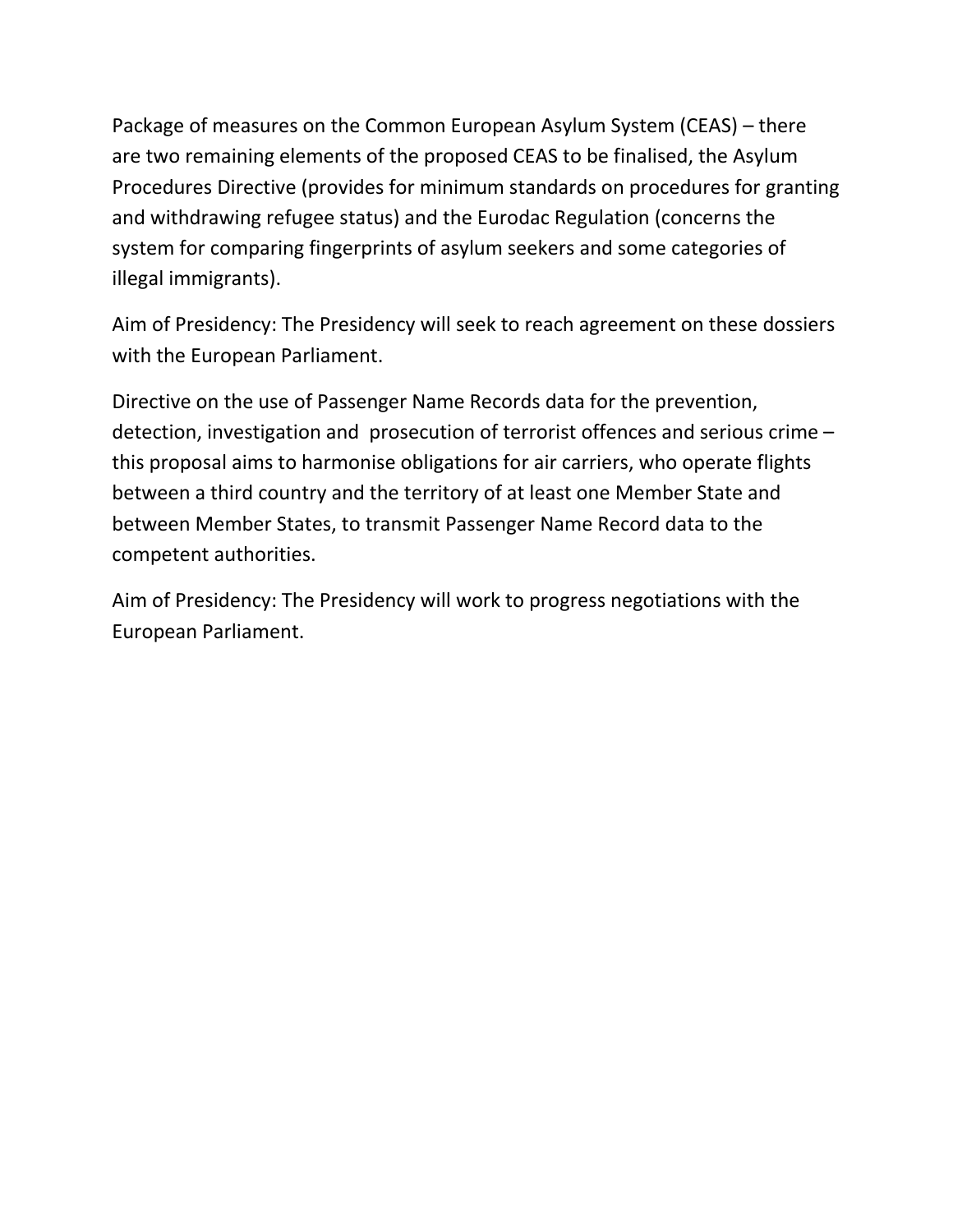Package of measures on the Common European Asylum System (CEAS) – there are two remaining elements of the proposed CEAS to be finalised, the Asylum Procedures Directive (provides for minimum standards on procedures for granting and withdrawing refugee status) and the Eurodac Regulation (concerns the system for comparing fingerprints of asylum seekers and some categories of illegal immigrants).

Aim of Presidency: The Presidency will seek to reach agreement on these dossiers with the European Parliament.

Directive on the use of Passenger Name Records data for the prevention, detection, investigation and prosecution of terrorist offences and serious crime – this proposal aims to harmonise obligations for air carriers, who operate flights between a third country and the territory of at least one Member State and between Member States, to transmit Passenger Name Record data to the competent authorities.

Aim of Presidency: The Presidency will work to progress negotiations with the European Parliament.